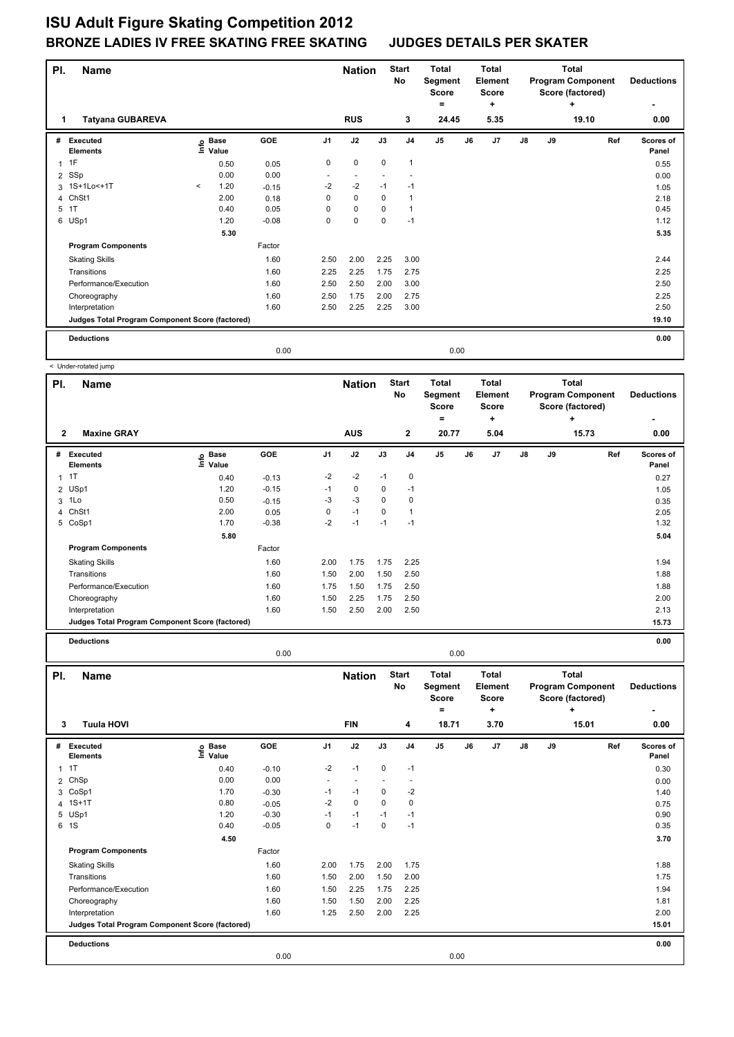# ISU Adult Figure Skating Competition 2012

## BRONZE LADIES IV FREE SKATING FREE SKATING JUDGES DETAILS PER SKATER

| Pl. | Name | Nation | Start No | Total Segment Score = | Total Element Score + | Total Program Component Score (factored) + | Deductions - |
|---|---|---|---|---|---|---|---|
| 1 | Tatyana GUBAREVA | RUS | 3 | 24.45 | 5.35 | 19.10 | 0.00 |

| # | Executed Elements | Info | Base Value | GOE | J1 | J2 | J3 | J4 | J5 | J6 | J7 | J8 | J9 | Ref | Scores of Panel |
|---|---|---|---|---|---|---|---|---|---|---|---|---|---|---|---|
| 1 | 1F | | 0.50 | 0.05 | 0 | 0 | 0 | 1 | | | | | | | 0.55 |
| 2 | SSp | | 0.00 | 0.00 | - | - | - | - | | | | | | | 0.00 |
| 3 | 1S+1Lo<+1T | < | 1.20 | -0.15 | -2 | -2 | -1 | -1 | | | | | | | 1.05 |
| 4 | ChSt1 | | 2.00 | 0.18 | 0 | 0 | 0 | 1 | | | | | | | 2.18 |
| 5 | 1T | | 0.40 | 0.05 | 0 | 0 | 0 | 1 | | | | | | | 0.45 |
| 6 | USp1 | | 1.20 | -0.08 | 0 | 0 | 0 | -1 | | | | | | | 1.12 |
| | | | 5.30 | | | | | | | | | | | | 5.35 |
| | **Program Components** | | | Factor | | | | | | | | | | | |
| | Skating Skills | | | 1.60 | 2.50 | 2.00 | 2.25 | 3.00 | | | | | | | 2.44 |
| | Transitions | | | 1.60 | 2.25 | 2.25 | 1.75 | 2.75 | | | | | | | 2.25 |
| | Performance/Execution | | | 1.60 | 2.50 | 2.50 | 2.00 | 3.00 | | | | | | | 2.50 |
| | Choreography | | | 1.60 | 2.50 | 1.75 | 2.00 | 2.75 | | | | | | | 2.25 |
| | Interpretation | | | 1.60 | 2.50 | 2.25 | 2.25 | 3.00 | | | | | | | 2.50 |
| | **Judges Total Program Component Score (factored)** | | | | | | | | | | | | | | 19.10 |
| | **Deductions** | | | 0.00 | | | | | 0.00 | | | | | | 0.00 |

< Under-rotated jump

| Pl. | Name | Nation | Start No | Total Segment Score = | Total Element Score + | Total Program Component Score (factored) + | Deductions - |
|---|---|---|---|---|---|---|---|
| 2 | Maxine GRAY | AUS | 2 | 20.77 | 5.04 | 15.73 | 0.00 |

| # | Executed Elements | Info | Base Value | GOE | J1 | J2 | J3 | J4 | J5 | J6 | J7 | J8 | J9 | Ref | Scores of Panel |
|---|---|---|---|---|---|---|---|---|---|---|---|---|---|---|---|
| 1 | 1T | | 0.40 | -0.13 | -2 | -2 | -1 | 0 | | | | | | | 0.27 |
| 2 | USp1 | | 1.20 | -0.15 | -1 | 0 | 0 | -1 | | | | | | | 1.05 |
| 3 | 1Lo | | 0.50 | -0.15 | -3 | -3 | 0 | 0 | | | | | | | 0.35 |
| 4 | ChSt1 | | 2.00 | 0.05 | 0 | -1 | 0 | 1 | | | | | | | 2.05 |
| 5 | CoSp1 | | 1.70 | -0.38 | -2 | -1 | -1 | -1 | | | | | | | 1.32 |
| | | | 5.80 | | | | | | | | | | | | 5.04 |
| | **Program Components** | | | Factor | | | | | | | | | | | |
| | Skating Skills | | | 1.60 | 2.00 | 1.75 | 1.75 | 2.25 | | | | | | | 1.94 |
| | Transitions | | | 1.60 | 1.50 | 2.00 | 1.50 | 2.50 | | | | | | | 1.88 |
| | Performance/Execution | | | 1.60 | 1.75 | 1.50 | 1.75 | 2.50 | | | | | | | 1.88 |
| | Choreography | | | 1.60 | 1.50 | 2.25 | 1.75 | 2.50 | | | | | | | 2.00 |
| | Interpretation | | | 1.60 | 1.50 | 2.50 | 2.00 | 2.50 | | | | | | | 2.13 |
| | **Judges Total Program Component Score (factored)** | | | | | | | | | | | | | | 15.73 |
| | **Deductions** | | | 0.00 | | | | | 0.00 | | | | | | 0.00 |

| Pl. | Name | Nation | Start No | Total Segment Score = | Total Element Score + | Total Program Component Score (factored) + | Deductions - |
|---|---|---|---|---|---|---|---|
| 3 | Tuula HOVI | FIN | 4 | 18.71 | 3.70 | 15.01 | 0.00 |

| # | Executed Elements | Info | Base Value | GOE | J1 | J2 | J3 | J4 | J5 | J6 | J7 | J8 | J9 | Ref | Scores of Panel |
|---|---|---|---|---|---|---|---|---|---|---|---|---|---|---|---|
| 1 | 1T | | 0.40 | -0.10 | -2 | -1 | 0 | -1 | | | | | | | 0.30 |
| 2 | ChSp | | 0.00 | 0.00 | - | - | - | - | | | | | | | 0.00 |
| 3 | CoSp1 | | 1.70 | -0.30 | -1 | -1 | 0 | -2 | | | | | | | 1.40 |
| 4 | 1S+1T | | 0.80 | -0.05 | -2 | 0 | 0 | 0 | | | | | | | 0.75 |
| 5 | USp1 | | 1.20 | -0.30 | -1 | -1 | -1 | -1 | | | | | | | 0.90 |
| 6 | 1S | | 0.40 | -0.05 | 0 | -1 | 0 | -1 | | | | | | | 0.35 |
| | | | 4.50 | | | | | | | | | | | | 3.70 |
| | **Program Components** | | | Factor | | | | | | | | | | | |
| | Skating Skills | | | 1.60 | 2.00 | 1.75 | 2.00 | 1.75 | | | | | | | 1.88 |
| | Transitions | | | 1.60 | 1.50 | 2.00 | 1.50 | 2.00 | | | | | | | 1.75 |
| | Performance/Execution | | | 1.60 | 1.50 | 2.25 | 1.75 | 2.25 | | | | | | | 1.94 |
| | Choreography | | | 1.60 | 1.50 | 1.50 | 2.00 | 2.25 | | | | | | | 1.81 |
| | Interpretation | | | 1.60 | 1.25 | 2.50 | 2.00 | 2.25 | | | | | | | 2.00 |
| | **Judges Total Program Component Score (factored)** | | | | | | | | | | | | | | 15.01 |
| | **Deductions** | | | 0.00 | | | | | 0.00 | | | | | | 0.00 |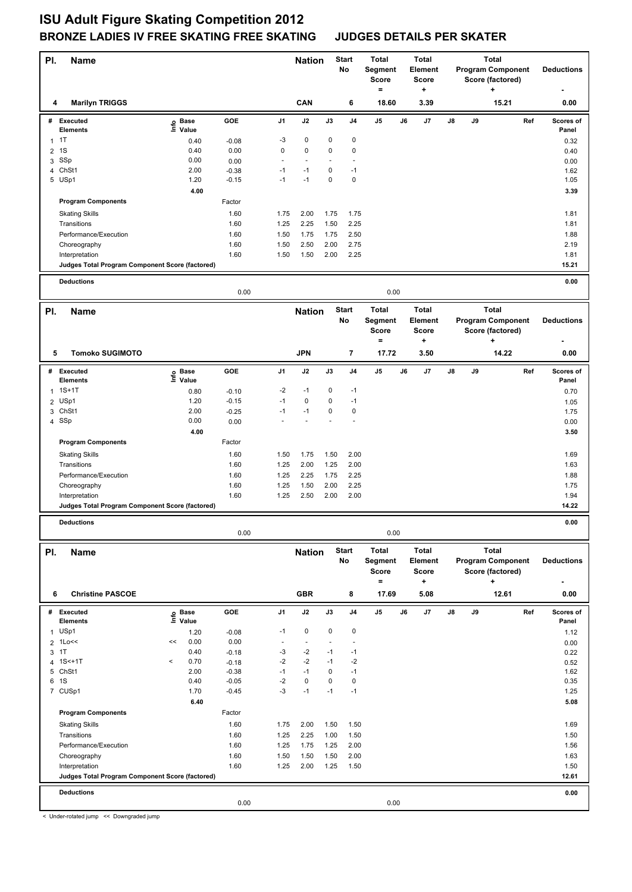# ISU Adult Figure Skating Competition 2012

## BRONZE LADIES IV FREE SKATING FREE SKATING JUDGES DETAILS PER SKATER

| Pl. | Name | Nation | Start No | Total Segment Score = | Total Element Score + | Total Program Component Score (factored) + | Deductions - |
|---|---|---|---|---|---|---|---|
| 4 | Marilyn TRIGGS | CAN | 6 | 18.60 | 3.39 | 15.21 | 0.00 |

| # | Executed Elements | Info | Base Value | GOE | J1 | J2 | J3 | J4 | J5 | J6 | J7 | J8 | J9 | Ref | Scores of Panel |
|---|---|---|---|---|---|---|---|---|---|---|---|---|---|---|---|
| 1 | 1T | | 0.40 | -0.08 | -3 | 0 | 0 | 0 | | | | | | | 0.32 |
| 2 | 1S | | 0.40 | 0.00 | 0 | 0 | 0 | 0 | | | | | | | 0.40 |
| 3 | SSp | | 0.00 | 0.00 | - | - | - | - | | | | | | | 0.00 |
| 4 | ChSt1 | | 2.00 | -0.38 | -1 | -1 | 0 | -1 | | | | | | | 1.62 |
| 5 | USp1 | | 1.20 | -0.15 | -1 | -1 | 0 | 0 | | | | | | | 1.05 |
| | | | 4.00 | | | | | | | | | | | | 3.39 |
| | **Program Components** | | | Factor | | | | | | | | | | | |
| | Skating Skills | | | 1.60 | 1.75 | 2.00 | 1.75 | 1.75 | | | | | | | 1.81 |
| | Transitions | | | 1.60 | 1.25 | 2.25 | 1.50 | 2.25 | | | | | | | 1.81 |
| | Performance/Execution | | | 1.60 | 1.50 | 1.75 | 1.75 | 2.50 | | | | | | | 1.88 |
| | Choreography | | | 1.60 | 1.50 | 2.50 | 2.00 | 2.75 | | | | | | | 2.19 |
| | Interpretation | | | 1.60 | 1.50 | 1.50 | 2.00 | 2.25 | | | | | | | 1.81 |
| | **Judges Total Program Component Score (factored)** | | | | | | | | | | | | | | 15.21 |
| | **Deductions** | | | 0.00 | | | | | 0.00 | | | | | | 0.00 |

| Pl. | Name | Nation | Start No | Total Segment Score = | Total Element Score + | Total Program Component Score (factored) + | Deductions - |
|---|---|---|---|---|---|---|---|
| 5 | Tomoko SUGIMOTO | JPN | 7 | 17.72 | 3.50 | 14.22 | 0.00 |

| # | Executed Elements | Info | Base Value | GOE | J1 | J2 | J3 | J4 | J5 | J6 | J7 | J8 | J9 | Ref | Scores of Panel |
|---|---|---|---|---|---|---|---|---|---|---|---|---|---|---|---|
| 1 | 1S+1T | | 0.80 | -0.10 | -2 | -1 | 0 | -1 | | | | | | | 0.70 |
| 2 | USp1 | | 1.20 | -0.15 | -1 | 0 | 0 | -1 | | | | | | | 1.05 |
| 3 | ChSt1 | | 2.00 | -0.25 | -1 | -1 | 0 | 0 | | | | | | | 1.75 |
| 4 | SSp | | 0.00 | 0.00 | - | - | - | - | | | | | | | 0.00 |
| | | | 4.00 | | | | | | | | | | | | 3.50 |
| | **Program Components** | | | Factor | | | | | | | | | | | |
| | Skating Skills | | | 1.60 | 1.50 | 1.75 | 1.50 | 2.00 | | | | | | | 1.69 |
| | Transitions | | | 1.60 | 1.25 | 2.00 | 1.25 | 2.00 | | | | | | | 1.63 |
| | Performance/Execution | | | 1.60 | 1.25 | 2.25 | 1.75 | 2.25 | | | | | | | 1.88 |
| | Choreography | | | 1.60 | 1.25 | 1.50 | 2.00 | 2.25 | | | | | | | 1.75 |
| | Interpretation | | | 1.60 | 1.25 | 2.50 | 2.00 | 2.00 | | | | | | | 1.94 |
| | **Judges Total Program Component Score (factored)** | | | | | | | | | | | | | | 14.22 |
| | **Deductions** | | | 0.00 | | | | | 0.00 | | | | | | 0.00 |

| Pl. | Name | Nation | Start No | Total Segment Score = | Total Element Score + | Total Program Component Score (factored) + | Deductions - |
|---|---|---|---|---|---|---|---|
| 6 | Christine PASCOE | GBR | 8 | 17.69 | 5.08 | 12.61 | 0.00 |

| # | Executed Elements | Info | Base Value | GOE | J1 | J2 | J3 | J4 | J5 | J6 | J7 | J8 | J9 | Ref | Scores of Panel |
|---|---|---|---|---|---|---|---|---|---|---|---|---|---|---|---|
| 1 | USp1 | | 1.20 | -0.08 | -1 | 0 | 0 | 0 | | | | | | | 1.12 |
| 2 | 1Lo<< | << | 0.00 | 0.00 | - | - | - | - | | | | | | | 0.00 |
| 3 | 1T | | 0.40 | -0.18 | -3 | -2 | -1 | -1 | | | | | | | 0.22 |
| 4 | 1S<+1T | < | 0.70 | -0.18 | -2 | -2 | -1 | -2 | | | | | | | 0.52 |
| 5 | ChSt1 | | 2.00 | -0.38 | -1 | -1 | 0 | -1 | | | | | | | 1.62 |
| 6 | 1S | | 0.40 | -0.05 | -2 | 0 | 0 | 0 | | | | | | | 0.35 |
| 7 | CUSp1 | | 1.70 | -0.45 | -3 | -1 | -1 | -1 | | | | | | | 1.25 |
| | | | 6.40 | | | | | | | | | | | | 5.08 |
| | **Program Components** | | | Factor | | | | | | | | | | | |
| | Skating Skills | | | 1.60 | 1.75 | 2.00 | 1.50 | 1.50 | | | | | | | 1.69 |
| | Transitions | | | 1.60 | 1.25 | 2.25 | 1.00 | 1.50 | | | | | | | 1.50 |
| | Performance/Execution | | | 1.60 | 1.25 | 1.75 | 1.25 | 2.00 | | | | | | | 1.56 |
| | Choreography | | | 1.60 | 1.50 | 1.50 | 1.50 | 2.00 | | | | | | | 1.63 |
| | Interpretation | | | 1.60 | 1.25 | 2.00 | 1.25 | 1.50 | | | | | | | 1.50 |
| | **Judges Total Program Component Score (factored)** | | | | | | | | | | | | | | 12.61 |
| | **Deductions** | | | 0.00 | | | | | 0.00 | | | | | | 0.00 |

< Under-rotated jump << Downgraded jump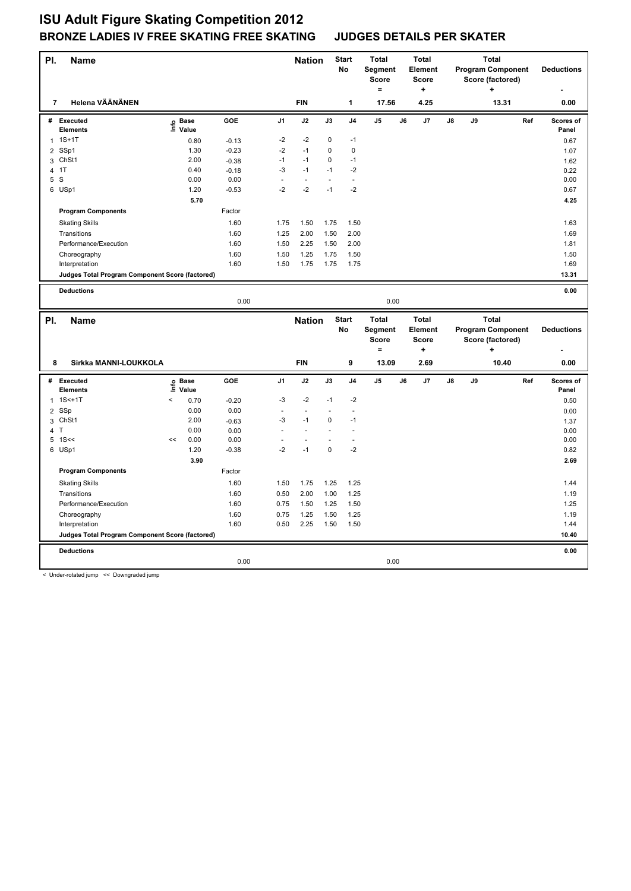# ISU Adult Figure Skating Competition 2012

## BRONZE LADIES IV FREE SKATING FREE SKATING JUDGES DETAILS PER SKATER

| Pl. | Name | Nation | Start No | Total Segment Score = | Total Element Score + | Total Program Component Score (factored) + | Deductions - |
|---|---|---|---|---|---|---|---|
| 7 | Helena VÄÄNÄNEN | FIN | 1 | 17.56 | 4.25 | 13.31 | 0.00 |

| # | Executed Elements | Info | Base Value | GOE | J1 | J2 | J3 | J4 | J5 | J6 | J7 | J8 | J9 | Ref | Scores of Panel |
|---|---|---|---|---|---|---|---|---|---|---|---|---|---|---|---|
| 1 | 1S+1T | | 0.80 | -0.13 | -2 | -2 | 0 | -1 | | | | | | | 0.67 |
| 2 | SSp1 | | 1.30 | -0.23 | -2 | -1 | 0 | 0 | | | | | | | 1.07 |
| 3 | ChSt1 | | 2.00 | -0.38 | -1 | -1 | 0 | -1 | | | | | | | 1.62 |
| 4 | 1T | | 0.40 | -0.18 | -3 | -1 | -1 | -2 | | | | | | | 0.22 |
| 5 | S | | 0.00 | 0.00 | - | - | - | - | | | | | | | 0.00 |
| 6 | USp1 | | 1.20 | -0.53 | -2 | -2 | -1 | -2 | | | | | | | 0.67 |
| | | | 5.70 | | | | | | | | | | | | 4.25 |
| | **Program Components** | | | Factor | | | | | | | | | | | |
| | Skating Skills | | | 1.60 | 1.75 | 1.50 | 1.75 | 1.50 | | | | | | | 1.63 |
| | Transitions | | | 1.60 | 1.25 | 2.00 | 1.50 | 2.00 | | | | | | | 1.69 |
| | Performance/Execution | | | 1.60 | 1.50 | 2.25 | 1.50 | 2.00 | | | | | | | 1.81 |
| | Choreography | | | 1.60 | 1.50 | 1.25 | 1.75 | 1.50 | | | | | | | 1.50 |
| | Interpretation | | | 1.60 | 1.50 | 1.75 | 1.75 | 1.75 | | | | | | | 1.69 |
| | **Judges Total Program Component Score (factored)** | | | | | | | | | | | | | | 13.31 |
| | **Deductions** | | | | | | | | | | | | | | 0.00 |
| | | | | 0.00 | | | | | 0.00 | | | | | | |

| Pl. | Name | Nation | Start No | Total Segment Score = | Total Element Score + | Total Program Component Score (factored) + | Deductions - |
|---|---|---|---|---|---|---|---|
| 8 | Sirkka MANNI-LOUKKOLA | FIN | 9 | 13.09 | 2.69 | 10.40 | 0.00 |

| # | Executed Elements | Info | Base Value | GOE | J1 | J2 | J3 | J4 | J5 | J6 | J7 | J8 | J9 | Ref | Scores of Panel |
|---|---|---|---|---|---|---|---|---|---|---|---|---|---|---|---|
| 1 | 1S<+1T | < | 0.70 | -0.20 | -3 | -2 | -1 | -2 | | | | | | | 0.50 |
| 2 | SSp | | 0.00 | 0.00 | - | - | - | - | | | | | | | 0.00 |
| 3 | ChSt1 | | 2.00 | -0.63 | -3 | -1 | 0 | -1 | | | | | | | 1.37 |
| 4 | T | | 0.00 | 0.00 | - | - | - | - | | | | | | | 0.00 |
| 5 | 1S<< | << | 0.00 | 0.00 | - | - | - | - | | | | | | | 0.00 |
| 6 | USp1 | | 1.20 | -0.38 | -2 | -1 | 0 | -2 | | | | | | | 0.82 |
| | | | 3.90 | | | | | | | | | | | | 2.69 |
| | **Program Components** | | | Factor | | | | | | | | | | | |
| | Skating Skills | | | 1.60 | 1.50 | 1.75 | 1.25 | 1.25 | | | | | | | 1.44 |
| | Transitions | | | 1.60 | 0.50 | 2.00 | 1.00 | 1.25 | | | | | | | 1.19 |
| | Performance/Execution | | | 1.60 | 0.75 | 1.50 | 1.25 | 1.50 | | | | | | | 1.25 |
| | Choreography | | | 1.60 | 0.75 | 1.25 | 1.50 | 1.25 | | | | | | | 1.19 |
| | Interpretation | | | 1.60 | 0.50 | 2.25 | 1.50 | 1.50 | | | | | | | 1.44 |
| | **Judges Total Program Component Score (factored)** | | | | | | | | | | | | | | 10.40 |
| | **Deductions** | | | | | | | | | | | | | | 0.00 |
| | | | | 0.00 | | | | | 0.00 | | | | | | |

< Under-rotated jump << Downgraded jump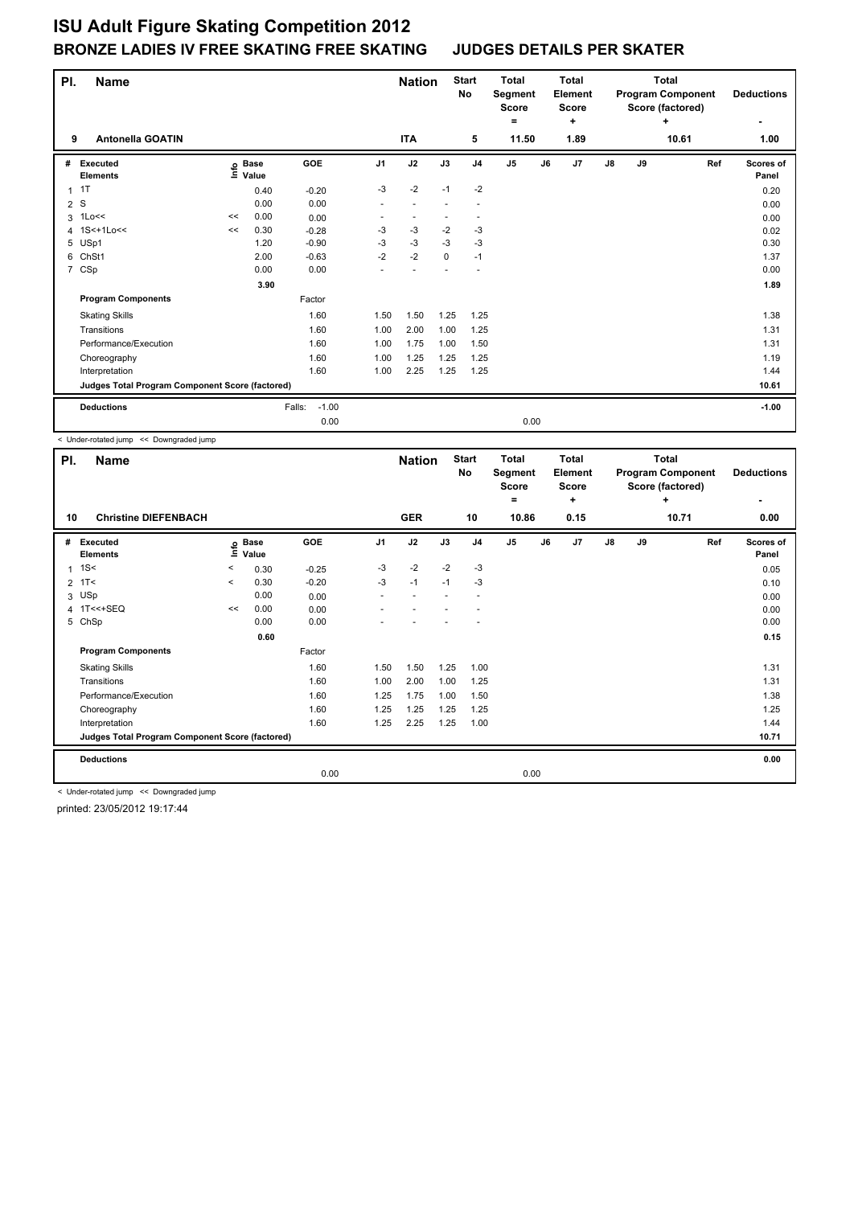# ISU Adult Figure Skating Competition 2012

## BRONZE LADIES IV FREE SKATING FREE SKATING JUDGES DETAILS PER SKATER

| Pl. | Name | Nation | Start No | Total Segment Score = | Total Element Score + | Total Program Component Score (factored) + | Deductions - |
|---|---|---|---|---|---|---|---|
| 9 | Antonella GOATIN | ITA | 5 | 11.50 | 1.89 | 10.61 | 1.00 |

| # | Executed Elements | Info | Base Value | GOE | J1 | J2 | J3 | J4 | J5 | J6 | J7 | J8 | J9 | Ref | Scores of Panel |
|---|---|---|---|---|---|---|---|---|---|---|---|---|---|---|---|
| 1 | 1T | | 0.40 | -0.20 | -3 | -2 | -1 | -2 | | | | | | | 0.20 |
| 2 | S | | 0.00 | 0.00 | - | - | - | - | | | | | | | 0.00 |
| 3 | 1Lo<< | << | 0.00 | 0.00 | - | - | - | - | | | | | | | 0.00 |
| 4 | 1S<+1Lo<< | << | 0.30 | -0.28 | -3 | -3 | -2 | -3 | | | | | | | 0.02 |
| 5 | USp1 | | 1.20 | -0.90 | -3 | -3 | -3 | -3 | | | | | | | 0.30 |
| 6 | ChSt1 | | 2.00 | -0.63 | -2 | -2 | 0 | -1 | | | | | | | 1.37 |
| 7 | CSp | | 0.00 | 0.00 | - | - | - | - | | | | | | | 0.00 |
| | | | 3.90 | | | | | | | | | | | | 1.89 |
| | **Program Components** | | | Factor | | | | | | | | | | | |
| | Skating Skills | | | 1.60 | 1.50 | 1.50 | 1.25 | 1.25 | | | | | | | 1.38 |
| | Transitions | | | 1.60 | 1.00 | 2.00 | 1.00 | 1.25 | | | | | | | 1.31 |
| | Performance/Execution | | | 1.60 | 1.00 | 1.75 | 1.00 | 1.50 | | | | | | | 1.31 |
| | Choreography | | | 1.60 | 1.00 | 1.25 | 1.25 | 1.25 | | | | | | | 1.19 |
| | Interpretation | | | 1.60 | 1.00 | 2.25 | 1.25 | 1.25 | | | | | | | 1.44 |
| | **Judges Total Program Component Score (factored)** | | | | | | | | | | | | | | 10.61 |
| | **Deductions** | | | Falls: -1.00 | | | | | | | | | | | -1.00 |
| | | | | 0.00 | | | | | 0.00 | | | | | | |

< Under-rotated jump << Downgraded jump

| Pl. | Name | Nation | Start No | Total Segment Score = | Total Element Score + | Total Program Component Score (factored) + | Deductions - |
|---|---|---|---|---|---|---|---|
| 10 | Christine DIEFENBACH | GER | 10 | 10.86 | 0.15 | 10.71 | 0.00 |

| # | Executed Elements | Info | Base Value | GOE | J1 | J2 | J3 | J4 | J5 | J6 | J7 | J8 | J9 | Ref | Scores of Panel |
|---|---|---|---|---|---|---|---|---|---|---|---|---|---|---|---|
| 1 | 1S< | < | 0.30 | -0.25 | -3 | -2 | -2 | -3 | | | | | | | 0.05 |
| 2 | 1T< | < | 0.30 | -0.20 | -3 | -1 | -1 | -3 | | | | | | | 0.10 |
| 3 | USp | | 0.00 | 0.00 | - | - | - | - | | | | | | | 0.00 |
| 4 | 1T<<+SEQ | << | 0.00 | 0.00 | - | - | - | - | | | | | | | 0.00 |
| 5 | ChSp | | 0.00 | 0.00 | - | - | - | - | | | | | | | 0.00 |
| | | | 0.60 | | | | | | | | | | | | 0.15 |
| | **Program Components** | | | Factor | | | | | | | | | | | |
| | Skating Skills | | | 1.60 | 1.50 | 1.50 | 1.25 | 1.00 | | | | | | | 1.31 |
| | Transitions | | | 1.60 | 1.00 | 2.00 | 1.00 | 1.25 | | | | | | | 1.31 |
| | Performance/Execution | | | 1.60 | 1.25 | 1.75 | 1.00 | 1.50 | | | | | | | 1.38 |
| | Choreography | | | 1.60 | 1.25 | 1.25 | 1.25 | 1.25 | | | | | | | 1.25 |
| | Interpretation | | | 1.60 | 1.25 | 2.25 | 1.25 | 1.00 | | | | | | | 1.44 |
| | **Judges Total Program Component Score (factored)** | | | | | | | | | | | | | | 10.71 |
| | **Deductions** | | | | | | | | | | | | | | 0.00 |
| | | | | 0.00 | | | | | 0.00 | | | | | | |

< Under-rotated jump << Downgraded jump

printed: 23/05/2012 19:17:44